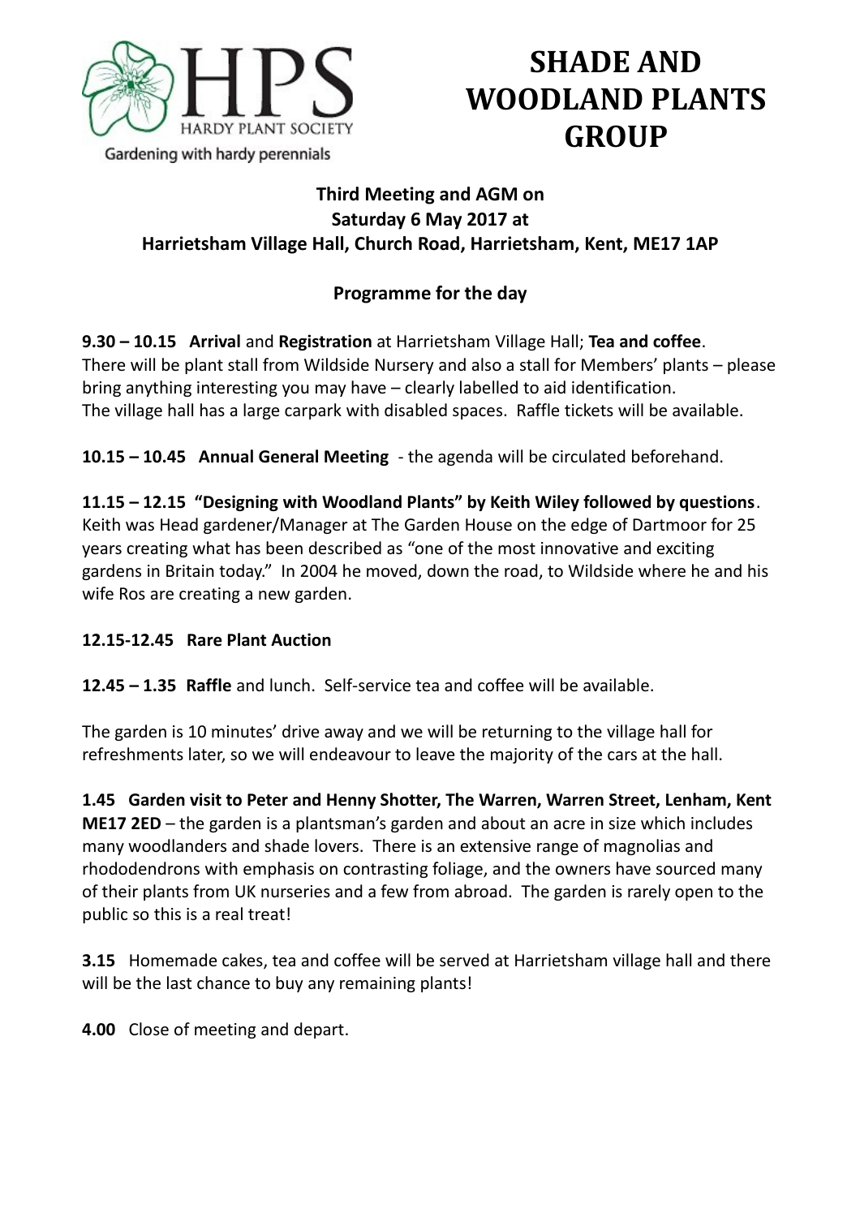HPS
HARDY PLANT SOCIETY
Gardening with hardy perennials

# SHADE AND WOODLAND PLANTS GROUP

**Third Meeting and AGM on**
**Saturday 6 May 2017 at**
**Harrietsham Village Hall, Church Road, Harrietsham, Kent, ME17 1AP**

**Programme for the day**

**9.30 – 10.15 Arrival** and **Registration** at Harrietsham Village Hall; **Tea and coffee**.
There will be plant stall from Wildside Nursery and also a stall for Members' plants – please bring anything interesting you may have – clearly labelled to aid identification.
The village hall has a large carpark with disabled spaces. Raffle tickets will be available.

**10.15 – 10.45 Annual General Meeting** - the agenda will be circulated beforehand.

**11.15 – 12.15 "Designing with Woodland Plants" by Keith Wiley followed by questions**.
Keith was Head gardener/Manager at The Garden House on the edge of Dartmoor for 25 years creating what has been described as "one of the most innovative and exciting gardens in Britain today." In 2004 he moved, down the road, to Wildside where he and his wife Ros are creating a new garden.

**12.15-12.45 Rare Plant Auction**

**12.45 – 1.35 Raffle** and lunch. Self-service tea and coffee will be available.

The garden is 10 minutes' drive away and we will be returning to the village hall for refreshments later, so we will endeavour to leave the majority of the cars at the hall.

**1.45 Garden visit to Peter and Henny Shotter, The Warren, Warren Street, Lenham, Kent ME17 2ED** – the garden is a plantsman's garden and about an acre in size which includes many woodlanders and shade lovers. There is an extensive range of magnolias and rhododendrons with emphasis on contrasting foliage, and the owners have sourced many of their plants from UK nurseries and a few from abroad. The garden is rarely open to the public so this is a real treat!

**3.15** Homemade cakes, tea and coffee will be served at Harrietsham village hall and there will be the last chance to buy any remaining plants!

**4.00** Close of meeting and depart.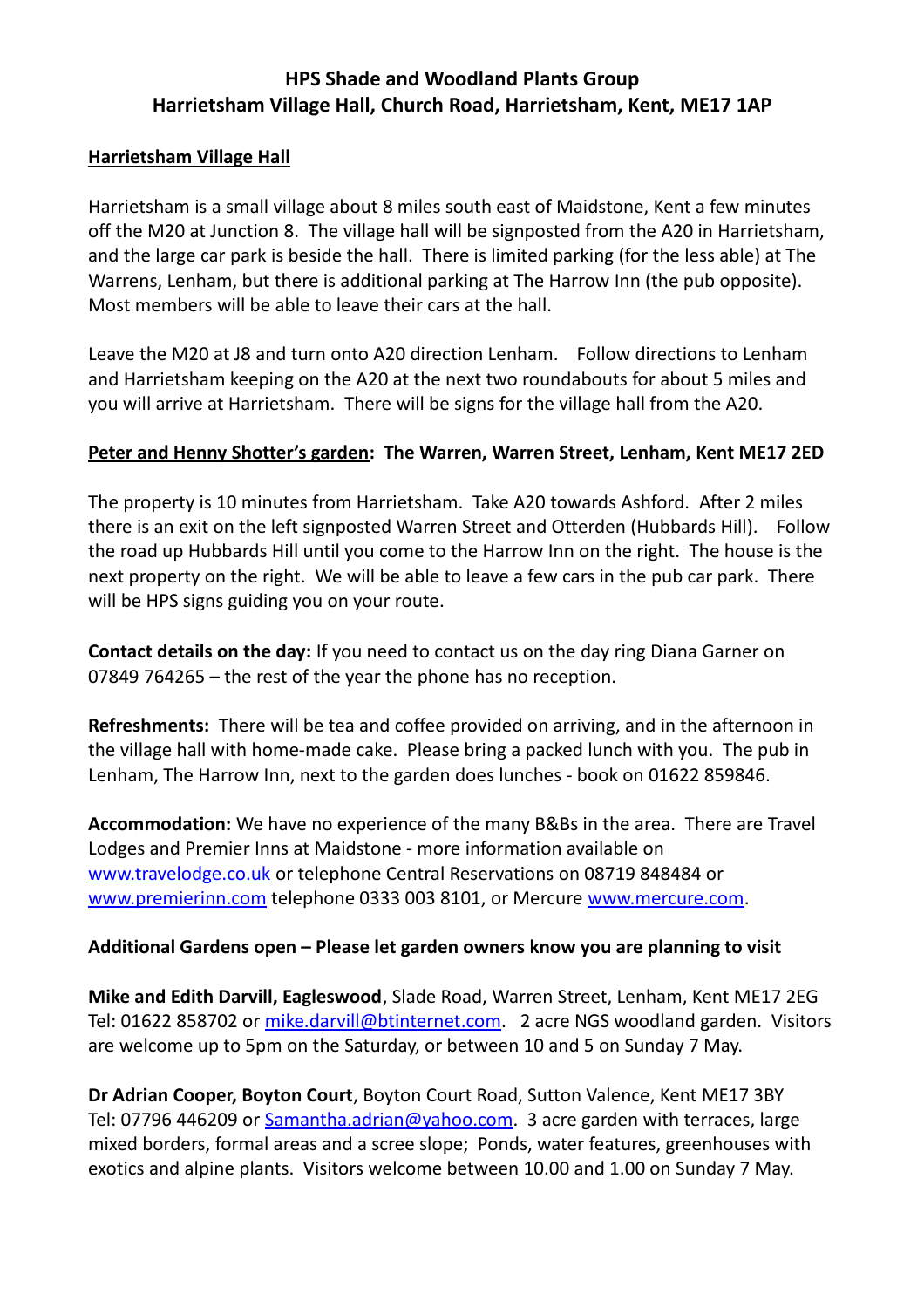**HPS Shade and Woodland Plants Group**
**Harrietsham Village Hall, Church Road, Harrietsham, Kent, ME17 1AP**

**Harrietsham Village Hall**

Harrietsham is a small village about 8 miles south east of Maidstone, Kent a few minutes off the M20 at Junction 8. The village hall will be signposted from the A20 in Harrietsham, and the large car park is beside the hall. There is limited parking (for the less able) at The Warrens, Lenham, but there is additional parking at The Harrow Inn (the pub opposite). Most members will be able to leave their cars at the hall.

Leave the M20 at J8 and turn onto A20 direction Lenham. Follow directions to Lenham and Harrietsham keeping on the A20 at the next two roundabouts for about 5 miles and you will arrive at Harrietsham. There will be signs for the village hall from the A20.

**Peter and Henny Shotter's garden: The Warren, Warren Street, Lenham, Kent ME17 2ED**

The property is 10 minutes from Harrietsham. Take A20 towards Ashford. After 2 miles there is an exit on the left signposted Warren Street and Otterden (Hubbards Hill). Follow the road up Hubbards Hill until you come to the Harrow Inn on the right. The house is the next property on the right. We will be able to leave a few cars in the pub car park. There will be HPS signs guiding you on your route.

**Contact details on the day:** If you need to contact us on the day ring Diana Garner on 07849 764265 – the rest of the year the phone has no reception.

**Refreshments:** There will be tea and coffee provided on arriving, and in the afternoon in the village hall with home-made cake. Please bring a packed lunch with you. The pub in Lenham, The Harrow Inn, next to the garden does lunches - book on 01622 859846.

**Accommodation:** We have no experience of the many B&Bs in the area. There are Travel Lodges and Premier Inns at Maidstone - more information available on www.travelodge.co.uk or telephone Central Reservations on 08719 848484 or www.premierinn.com telephone 0333 003 8101, or Mercure www.mercure.com.

**Additional Gardens open – Please let garden owners know you are planning to visit**

**Mike and Edith Darvill, Eaglewood**, Slade Road, Warren Street, Lenham, Kent ME17 2EG Tel: 01622 858702 or mike.darvill@btinternet.com. 2 acre NGS woodland garden. Visitors are welcome up to 5pm on the Saturday, or between 10 and 5 on Sunday 7 May.

**Dr Adrian Cooper, Boyton Court**, Boyton Court Road, Sutton Valence, Kent ME17 3BY Tel: 07796 446209 or Samantha.adrian@yahoo.com. 3 acre garden with terraces, large mixed borders, formal areas and a scree slope; Ponds, water features, greenhouses with exotics and alpine plants. Visitors welcome between 10.00 and 1.00 on Sunday 7 May.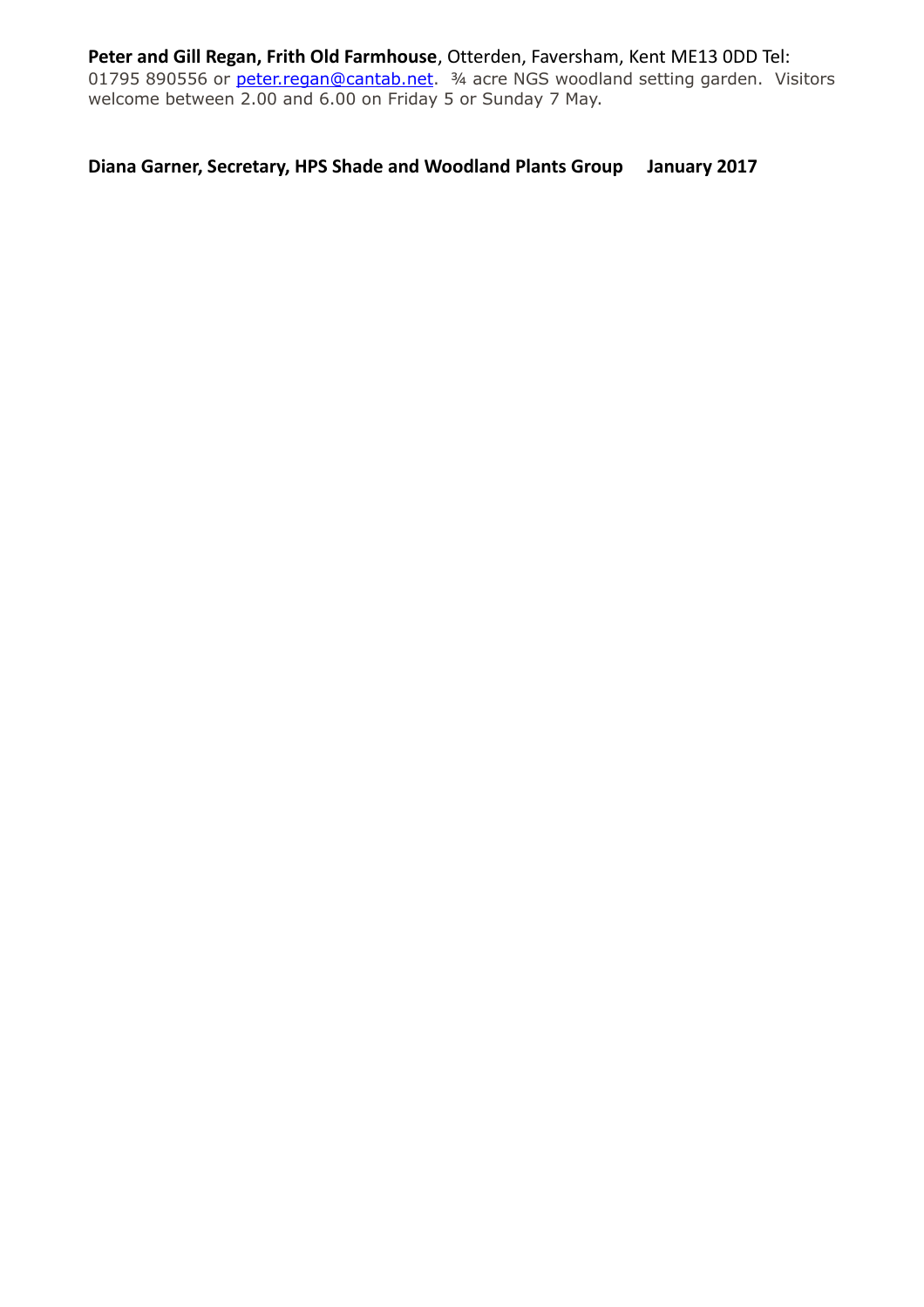**Peter and Gill Regan, Frith Old Farmhouse**, Otterden, Faversham, Kent ME13 0DD Tel: 01795 890556 or peter.regan@cantab.net. ¾ acre NGS woodland setting garden. Visitors welcome between 2.00 and 6.00 on Friday 5 or Sunday 7 May.

**Diana Garner, Secretary, HPS Shade and Woodland Plants Group January 2017**